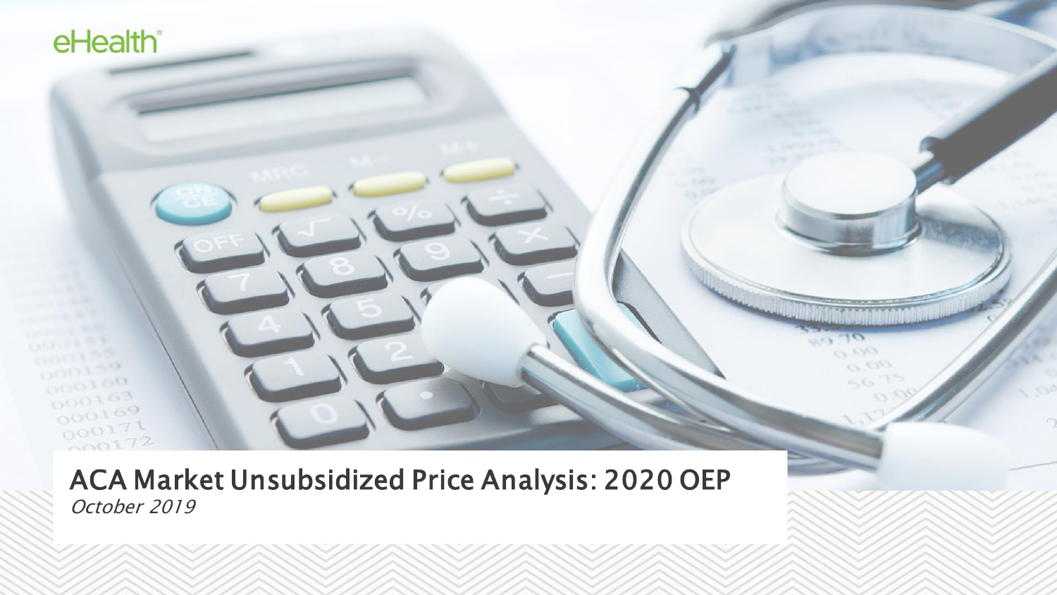eHealth

# ACA Market Unsubsidized Price Analysis: 2020 OEP

*October 2019*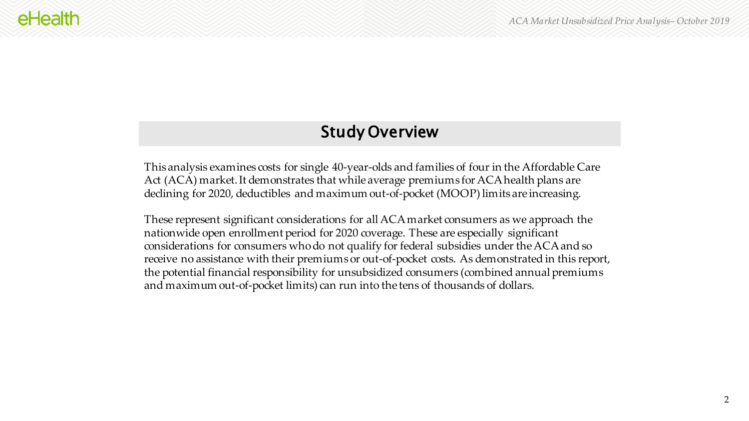## Study Overview

This analysis examines costs for single 40-year-olds and families of four in the Affordable Care Act (ACA) market. It demonstrates that while average premiums for ACA health plans are declining for 2020, deductibles and maximum out-of-pocket (MOOP) limits are increasing.

These represent significant considerations for all ACA market consumers as we approach the nationwide open enrollment period for 2020 coverage. These are especially significant considerations for consumers who do not qualify for federal subsidies under the ACA and so receive no assistance with their premiums or out-of-pocket costs. As demonstrated in this report, the potential financial responsibility for unsubsidized consumers (combined annual premiums and maximum out-of-pocket limits) can run into the tens of thousands of dollars.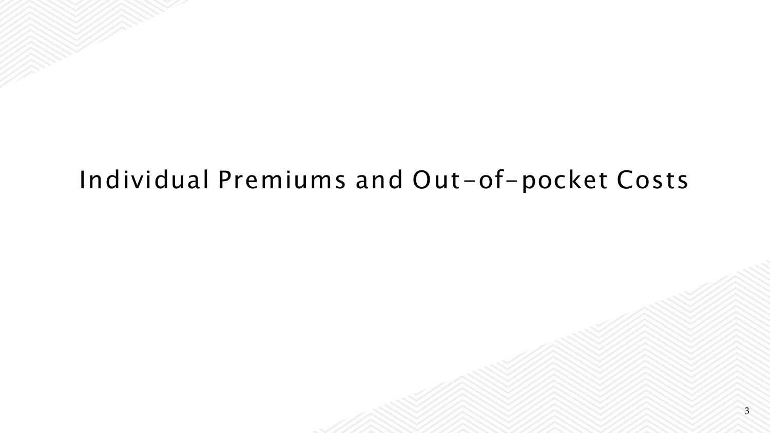# Individual Premiums and Out-of-pocket Costs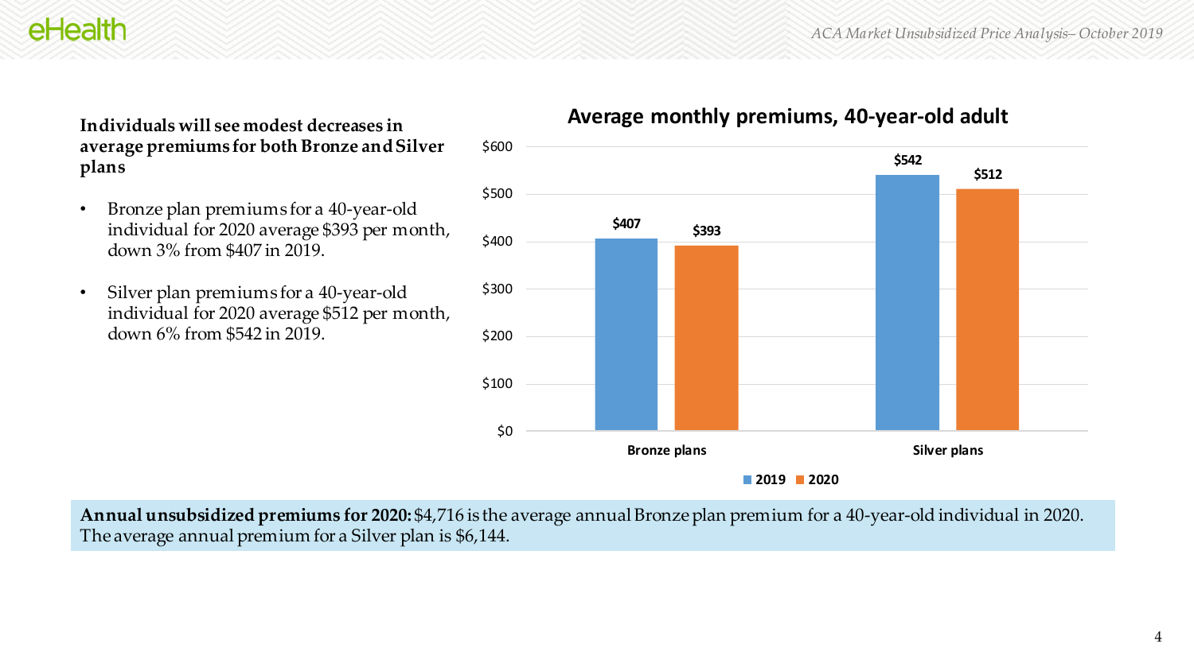**Individuals will see modest decreases in average premiums for both Bronze and Silver plans**

- Bronze plan premiums for a 40-year-old individual for 2020 average $393 per month, down 3% from $407 in 2019.
- Silver plan premiums for a 40-year-old individual for 2020 average $512 per month, down 6% from $542 in 2019.

**Average monthly premiums, 40-year-old adult**

| | 2019 | 2020 |
|---|---|---|
| Bronze plans | $407 | $393 |
| Silver plans | $542 | $512 |

**Annual unsubsidized premiums for 2020:** $4,716 is the average annual Bronze plan premium for a 40-year-old individual in 2020. The average annual premium for a Silver plan is $6,144.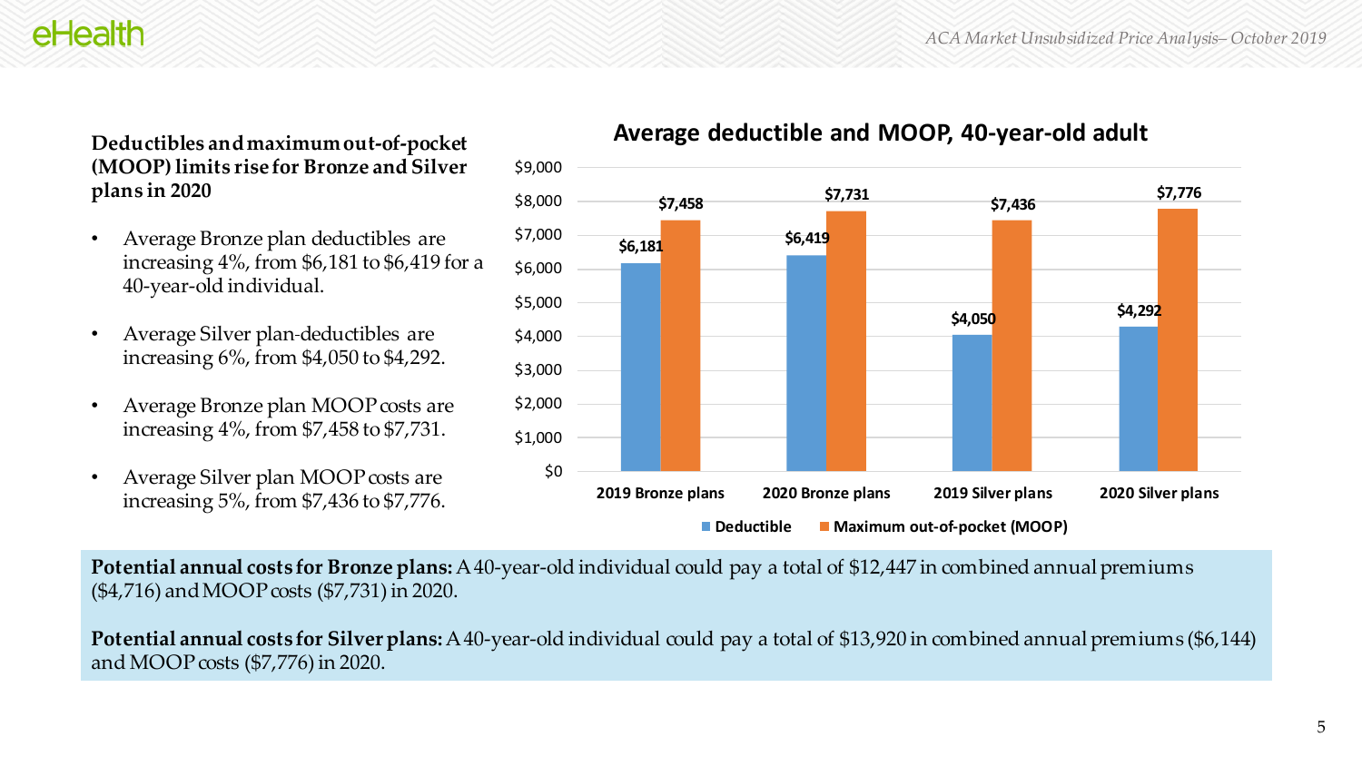**Deductibles and maximum out-of-pocket (MOOP) limits rise for Bronze and Silver plans in 2020**

- Average Bronze plan deductibles are increasing 4%, from $6,181 to $6,419 for a 40-year-old individual.
- Average Silver plan-deductibles are increasing 6%, from $4,050 to $4,292.
- Average Bronze plan MOOP costs are increasing 4%, from $7,458 to $7,731.
- Average Silver plan MOOP costs are increasing 5%, from $7,436 to $7,776.

**Average deductible and MOOP, 40-year-old adult**

| | Deductible | Maximum out-of-pocket (MOOP) |
|---|---|---|
| 2019 Bronze plans | $6,181 | $7,458 |
| 2020 Bronze plans | $6,419 | $7,731 |
| 2019 Silver plans | $4,050 | $7,436 |
| 2020 Silver plans | $4,292 | $7,776 |

**Potential annual costs for Bronze plans:** A 40-year-old individual could pay a total of $12,447 in combined annual premiums ($4,716) and MOOP costs ($7,731) in 2020.

**Potential annual costs for Silver plans:** A 40-year-old individual could pay a total of $13,920 in combined annual premiums ($6,144) and MOOP costs ($7,776) in 2020.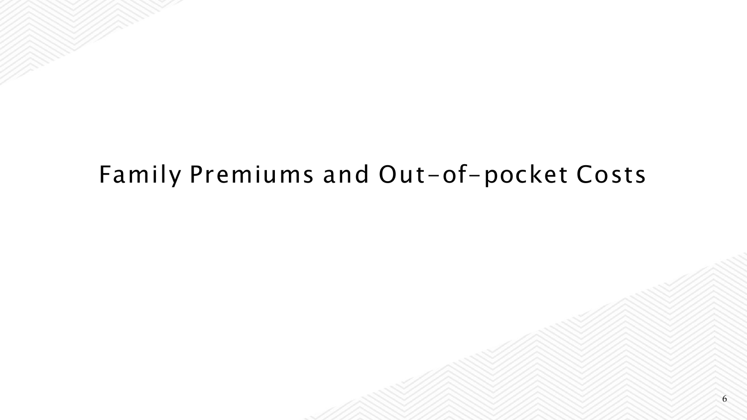# Family Premiums and Out-of-pocket Costs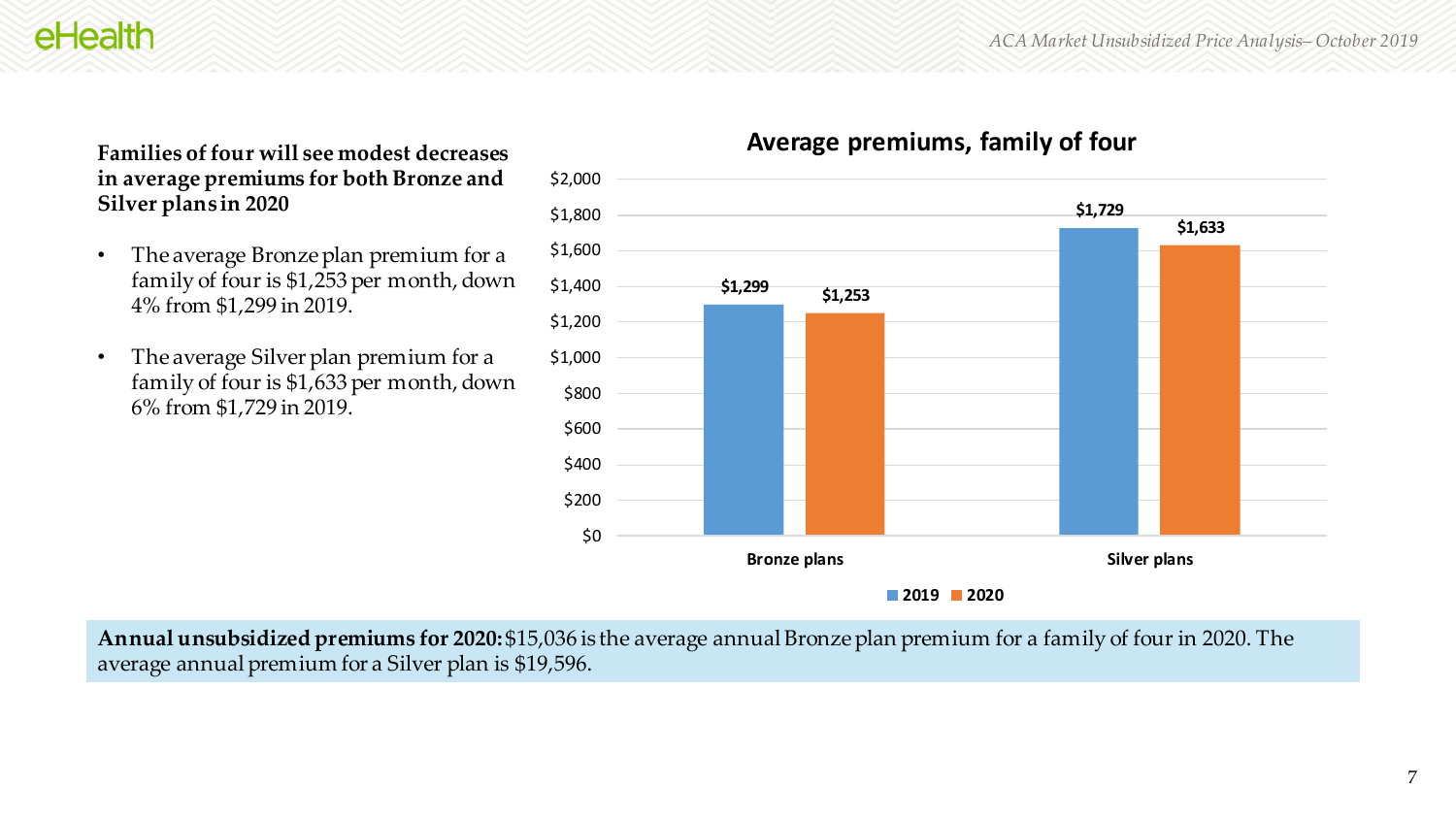**Families of four will see modest decreases in average premiums for both Bronze and Silver plans in 2020**

- The average Bronze plan premium for a family of four is $1,253 per month, down 4% from $1,299 in 2019.
- The average Silver plan premium for a family of four is $1,633 per month, down 6% from $1,729 in 2019.

**Average premiums, family of four**

| | 2019 | 2020 |
|---|---|---|
| Bronze plans | $1,299 | $1,253 |
| Silver plans | $1,729 | $1,633 |

**Annual unsubsidized premiums for 2020:** $15,036 is the average annual Bronze plan premium for a family of four in 2020. The average annual premium for a Silver plan is $19,596.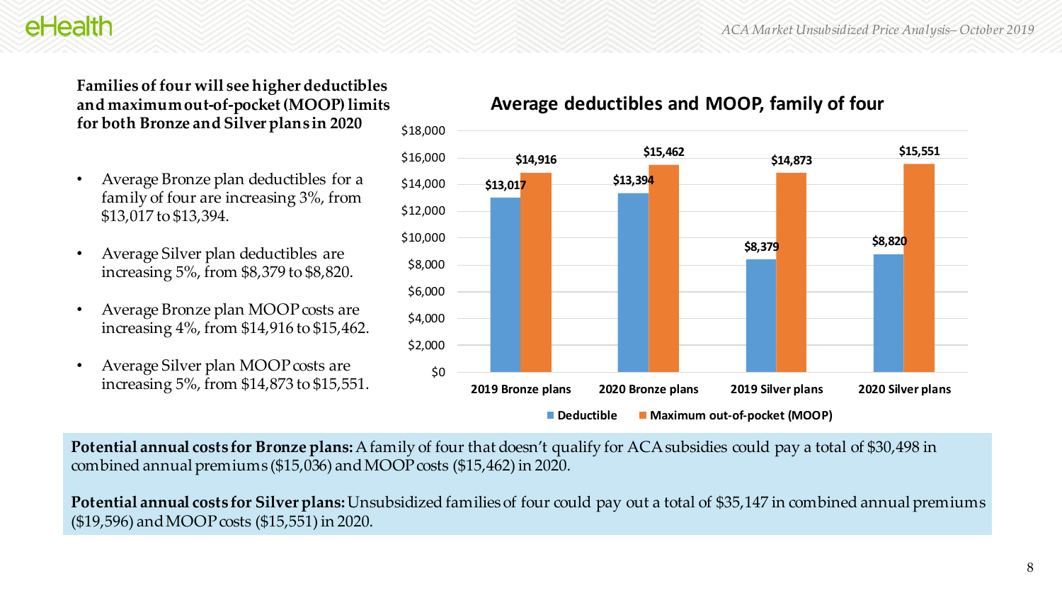**Families of four will see higher deductibles and maximum out-of-pocket (MOOP) limits for both Bronze and Silver plans in 2020**

- Average Bronze plan deductibles for a family of four are increasing 3%, from $13,017 to $13,394.
- Average Silver plan deductibles are increasing 5%, from $8,379 to $8,820.
- Average Bronze plan MOOP costs are increasing 4%, from $14,916 to $15,462.
- Average Silver plan MOOP costs are increasing 5%, from $14,873 to $15,551.

**Average deductibles and MOOP, family of four**

| | Deductible | Maximum out-of-pocket (MOOP) |
|---|---|---|
| 2019 Bronze plans | $13,017 | $14,916 |
| 2020 Bronze plans | $13,394 | $15,462 |
| 2019 Silver plans | $8,379 | $14,873 |
| 2020 Silver plans | $8,820 | $15,551 |

**Potential annual costs for Bronze plans:** A family of four that doesn't qualify for ACA subsidies could pay a total of $30,498 in combined annual premiums ($15,036) and MOOP costs ($15,462) in 2020.

**Potential annual costs for Silver plans:** Unsubsidized families of four could pay out a total of $35,147 in combined annual premiums ($19,596) and MOOP costs ($15,551) in 2020.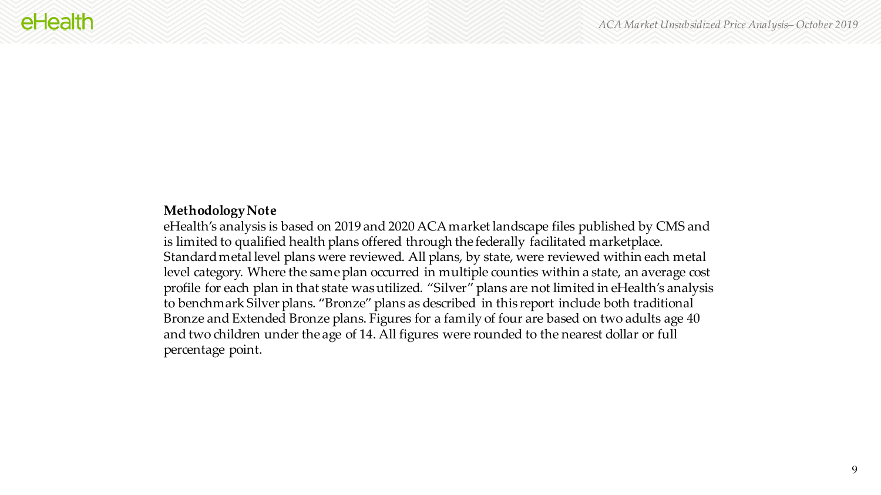**Methodology Note**

eHealth's analysis is based on 2019 and 2020 ACA market landscape files published by CMS and is limited to qualified health plans offered through the federally facilitated marketplace. Standard metal level plans were reviewed. All plans, by state, were reviewed within each metal level category. Where the same plan occurred in multiple counties within a state, an average cost profile for each plan in that state was utilized. "Silver" plans are not limited in eHealth's analysis to benchmark Silver plans. "Bronze" plans as described in this report include both traditional Bronze and Extended Bronze plans. Figures for a family of four are based on two adults age 40 and two children under the age of 14. All figures were rounded to the nearest dollar or full percentage point.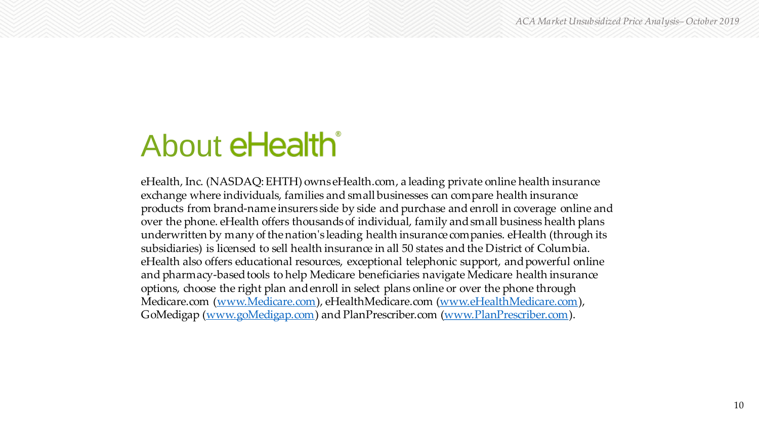# About eHealth®

eHealth, Inc. (NASDAQ: EHTH) owns eHealth.com, a leading private online health insurance exchange where individuals, families and small businesses can compare health insurance products from brand-name insurers side by side and purchase and enroll in coverage online and over the phone. eHealth offers thousands of individual, family and small business health plans underwritten by many of the nation's leading health insurance companies. eHealth (through its subsidiaries) is licensed to sell health insurance in all 50 states and the District of Columbia. eHealth also offers educational resources, exceptional telephonic support, and powerful online and pharmacy-based tools to help Medicare beneficiaries navigate Medicare health insurance options, choose the right plan and enroll in select plans online or over the phone through Medicare.com ([www.Medicare.com](http://www.Medicare.com)), eHealthMedicare.com ([www.eHealthMedicare.com](http://www.eHealthMedicare.com)), GoMedigap ([www.goMedigap.com](http://www.goMedigap.com)) and PlanPrescriber.com ([www.PlanPrescriber.com](http://www.PlanPrescriber.com)).